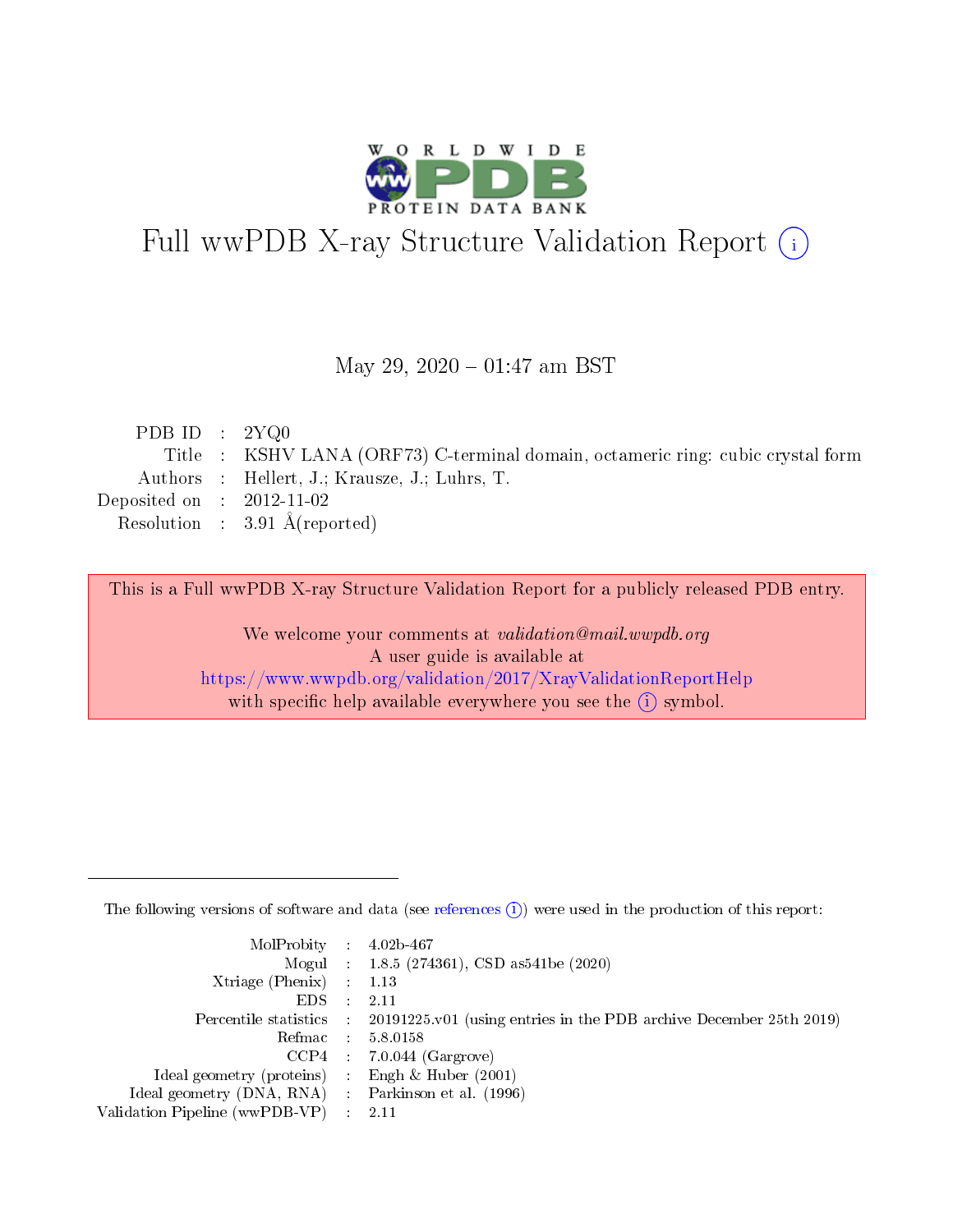# Full wwPDB X-ray Structure Validation Report ⓘ

May 29, 2020 – 01:47 am BST

| | | |
|---|---|---|
| PDB ID | : | 2YQ0 |
| Title | : | KSHV LANA (ORF73) C-terminal domain, octameric ring: cubic crystal form |
| Authors | : | Hellert, J.; Krausze, J.; Luhrs, T. |
| Deposited on | : | 2012-11-02 |
| Resolution | : | 3.91 Å(reported) |

This is a Full wwPDB X-ray Structure Validation Report for a publicly released PDB entry.

We welcome your comments at *validation@mail.wwpdb.org*
A user guide is available at
https://www.wwpdb.org/validation/2017/XrayValidationReportHelp
with specific help available everywhere you see the ⓘ symbol.

The following versions of software and data (see references ⓘ) were used in the production of this report:

| | | |
|---|---|---|
| MolProbity | : | 4.02b-467 |
| Mogul | : | 1.8.5 (274361), CSD as541be (2020) |
| Xtriage (Phenix) | : | 1.13 |
| EDS | : | 2.11 |
| Percentile statistics | : | 20191225.v01 (using entries in the PDB archive December 25th 2019) |
| Refmac | : | 5.8.0158 |
| CCP4 | : | 7.0.044 (Gargrove) |
| Ideal geometry (proteins) | : | Engh & Huber (2001) |
| Ideal geometry (DNA, RNA) | : | Parkinson et al. (1996) |
| Validation Pipeline (wwPDB-VP) | : | 2.11 |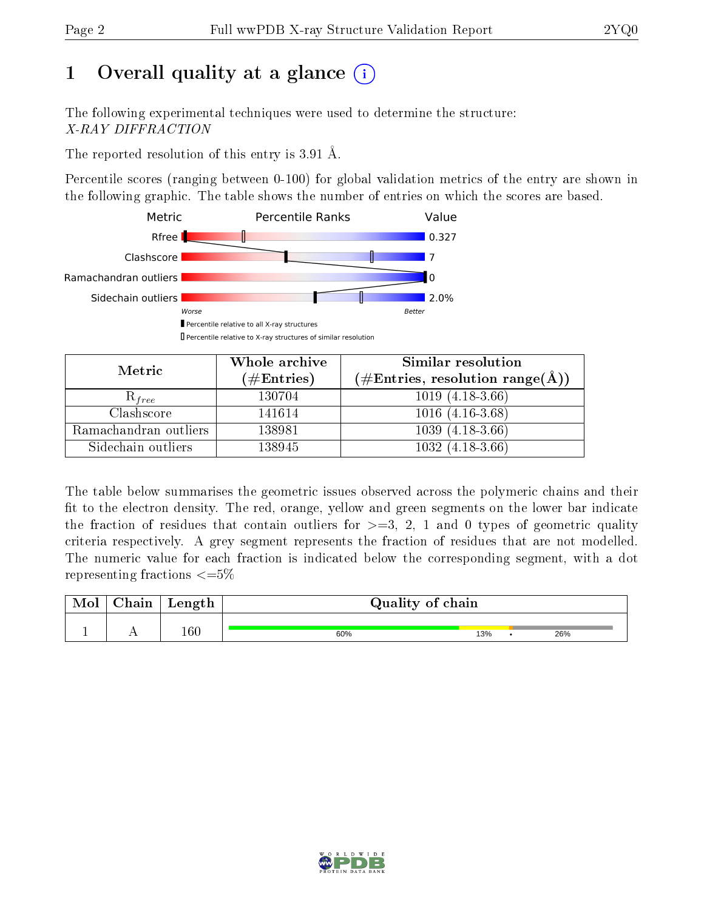# 1 Overall quality at a glance

The following experimental techniques were used to determine the structure:
*X-RAY DIFFRACTION*

The reported resolution of this entry is 3.91 Å.

Percentile scores (ranging between 0-100) for global validation metrics of the entry are shown in the following graphic. The table shows the number of entries on which the scores are based.

| Metric | Value |
|---|---|
| Rfree | 0.327 |
| Clashscore | 7 |
| Ramachandran outliers | 0 |
| Sidechain outliers | 2.0% |

| Metric | Whole archive (#Entries) | Similar resolution (#Entries, resolution range(Å)) |
|---|---|---|
| $R_{free}$ | 130704 | 1019 (4.18-3.66) |
| Clashscore | 141614 | 1016 (4.16-3.68) |
| Ramachandran outliers | 138981 | 1039 (4.18-3.66) |
| Sidechain outliers | 138945 | 1032 (4.18-3.66) |

The table below summarises the geometric issues observed across the polymeric chains and their fit to the electron density. The red, orange, yellow and green segments on the lower bar indicate the fraction of residues that contain outliers for >=3, 2, 1 and 0 types of geometric quality criteria respectively. A grey segment represents the fraction of residues that are not modelled. The numeric value for each fraction is indicated below the corresponding segment, with a dot representing fractions <=5%

| Mol | Chain | Length | Quality of chain |
|---|---|---|---|
| 1 | A | 160 | 60% 13% • 26% |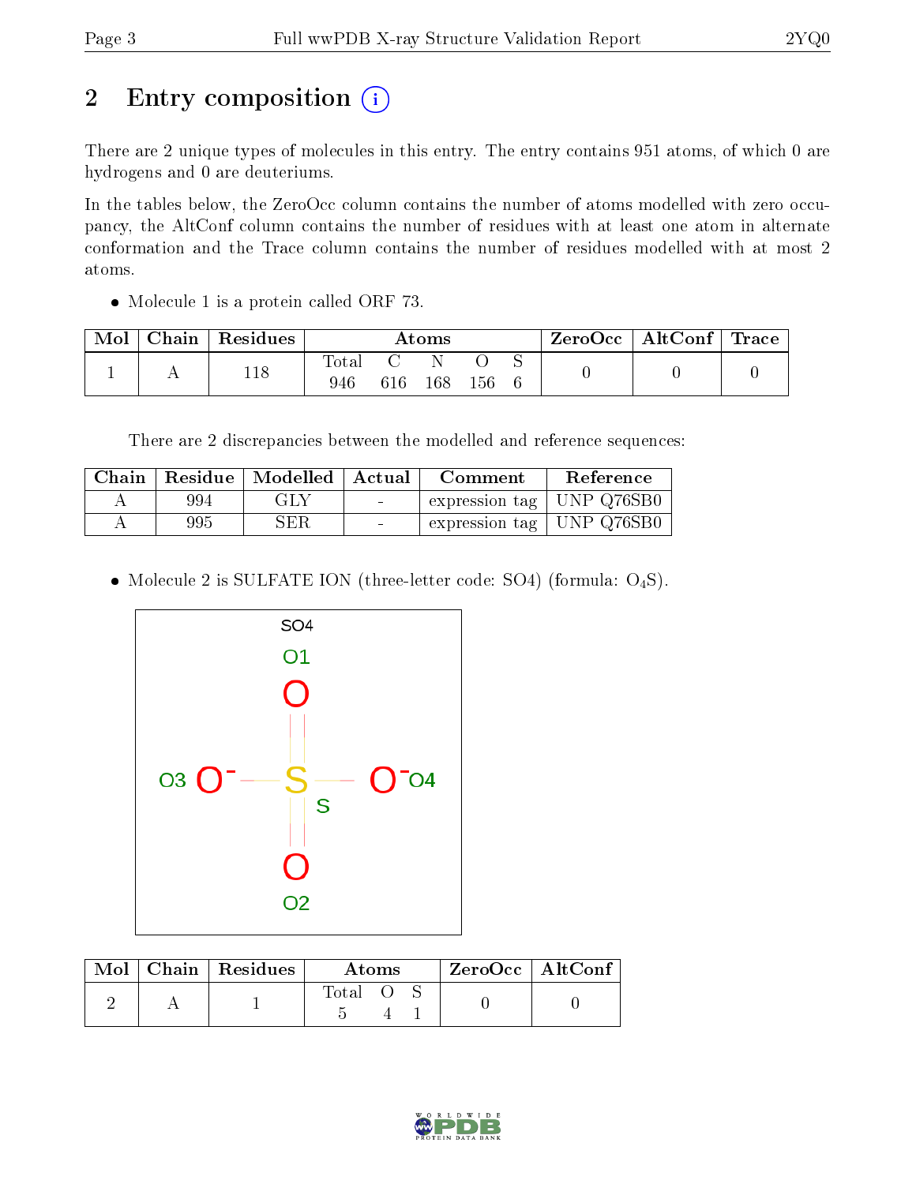# 2 Entry composition (i)

There are 2 unique types of molecules in this entry. The entry contains 951 atoms, of which 0 are hydrogens and 0 are deuteriums.

In the tables below, the ZeroOcc column contains the number of atoms modelled with zero occupancy, the AltConf column contains the number of residues with at least one atom in alternate conformation and the Trace column contains the number of residues modelled with at most 2 atoms.

- Molecule 1 is a protein called ORF 73.

| Mol | Chain | Residues | Atoms | | | | | ZeroOcc | AltConf | Trace |
|---|---|---|---|---|---|---|---|---|---|---|
| | | | Total | C | N | O | S | | | |
| 1 | A | 118 | 946 | 616 | 168 | 156 | 6 | 0 | 0 | 0 |

There are 2 discrepancies between the modelled and reference sequences:

| Chain | Residue | Modelled | Actual | Comment | Reference |
|---|---|---|---|---|---|
| A | 994 | GLY | - | expression tag | UNP Q76SB0 |
| A | 995 | SER | - | expression tag | UNP Q76SB0 |

- Molecule 2 is SULFATE ION (three-letter code: SO4) (formula: $O_4S$).

| Mol | Chain | Residues | Atoms | | | ZeroOcc | AltConf |
|---|---|---|---|---|---|---|---|
| | | | Total | O | S | | |
| 2 | A | 1 | 5 | 4 | 1 | 0 | 0 |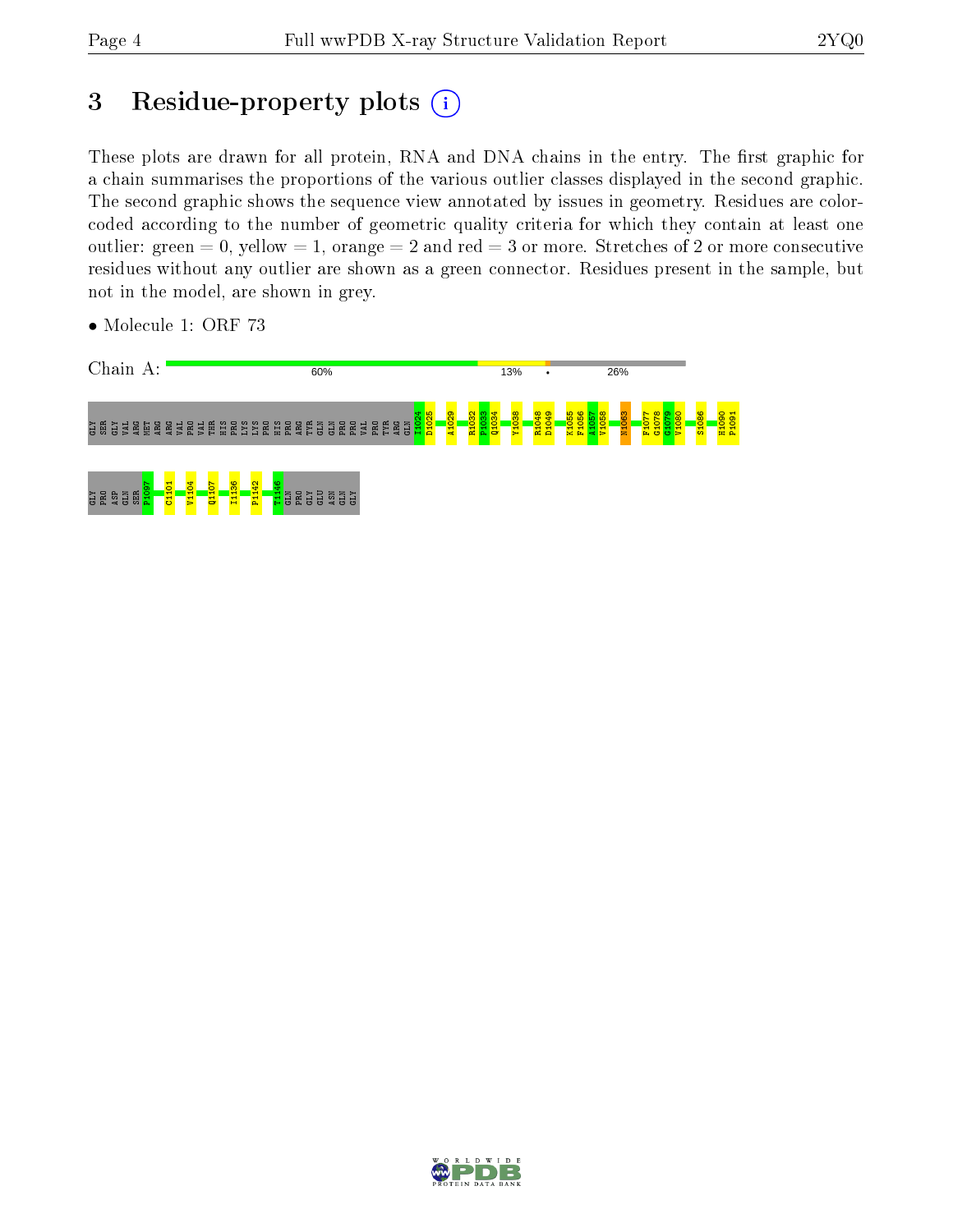# 3 Residue-property plots

These plots are drawn for all protein, RNA and DNA chains in the entry. The first graphic for a chain summarises the proportions of the various outlier classes displayed in the second graphic. The second graphic shows the sequence view annotated by issues in geometry. Residues are color-coded according to the number of geometric quality criteria for which they contain at least one outlier: green = 0, yellow = 1, orange = 2 and red = 3 or more. Stretches of 2 or more consecutive residues without any outlier are shown as a green connector. Residues present in the sample, but not in the model, are shown in grey.

- Molecule 1: ORF 73

Chain A: 60% | 13% | • | 26%

GLY SER GLY VAL ARG MET ARG ARG VAL PRO VAL THR HIS PRO LYS LYS PRO HIS PRO ARG TYR GLN GLN PRO PRO VAL PRO TYR ARG GLN I1024 D1025 A1029 R1032 P1033 Q1034 Y1038 R1048 D1049 K1055 F1056 A1057 V1058 N1063 F1077 G1078 G1079 V1080 S1086 H1090 P1091

GLY PRO ASP GLN SER P1097 C1101 V1104 Q1107 I1136 P1142 T1146 GLN PRO GLY GLU ASN GLN GLY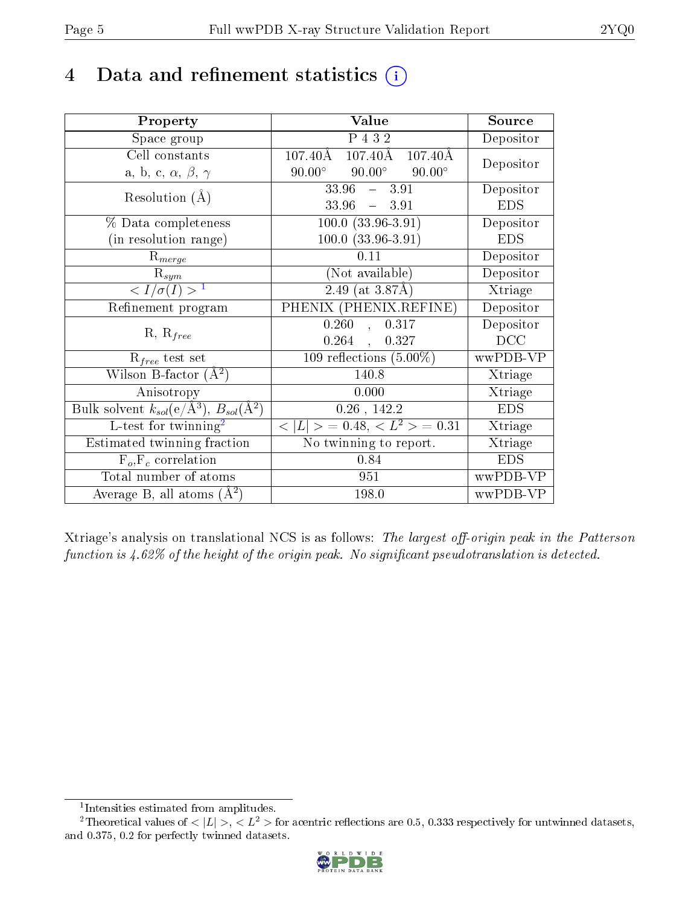# 4 Data and refinement statistics

| Property | Value | Source |
|---|---|---|
| Space group | P 4 3 2 | Depositor |
| Cell constants<br>a, b, c, $\alpha$, $\beta$, $\gamma$ | 107.40Å 107.40Å 107.40Å<br>90.00° 90.00° 90.00° | Depositor |
| Resolution (Å) | 33.96 – 3.91<br>33.96 – 3.91 | Depositor<br>EDS |
| % Data completeness<br>(in resolution range) | 100.0 (33.96-3.91)<br>100.0 (33.96-3.91) | Depositor<br>EDS |
| $R_{merge}$ | 0.11 | Depositor |
| $R_{sym}$ | (Not available) | Depositor |
| $< I/\sigma(I) >$ [1] | 2.49 (at 3.87Å) | Xtriage |
| Refinement program | PHENIX (PHENIX.REFINE) | Depositor |
| R, $R_{free}$ | 0.260 , 0.317<br>0.264 , 0.327 | Depositor<br>DCC |
| $R_{free}$ test set | 109 reflections (5.00%) | wwPDB-VP |
| Wilson B-factor (Å$^2$) | 140.8 | Xtriage |
| Anisotropy | 0.000 | Xtriage |
| Bulk solvent $k_{sol}$(e/Å$^3$), $B_{sol}$(Å$^2$) | 0.26 , 142.2 | EDS |
| L-test for twinning[2] | $< \|L\| >$ = 0.48, $< L^2 >$ = 0.31 | Xtriage |
| Estimated twinning fraction | No twinning to report. | Xtriage |
| $F_o$,$F_c$ correlation | 0.84 | EDS |
| Total number of atoms | 951 | wwPDB-VP |
| Average B, all atoms (Å$^2$) | 198.0 | wwPDB-VP |

Xtriage's analysis on translational NCS is as follows: *The largest off-origin peak in the Patterson function is 4.62% of the height of the origin peak. No significant pseudotranslation is detected.*

[1] Intensities estimated from amplitudes.

[2] Theoretical values of $< |L| >$, $< L^2 >$ for acentric reflections are 0.5, 0.333 respectively for untwinned datasets, and 0.375, 0.2 for perfectly twinned datasets.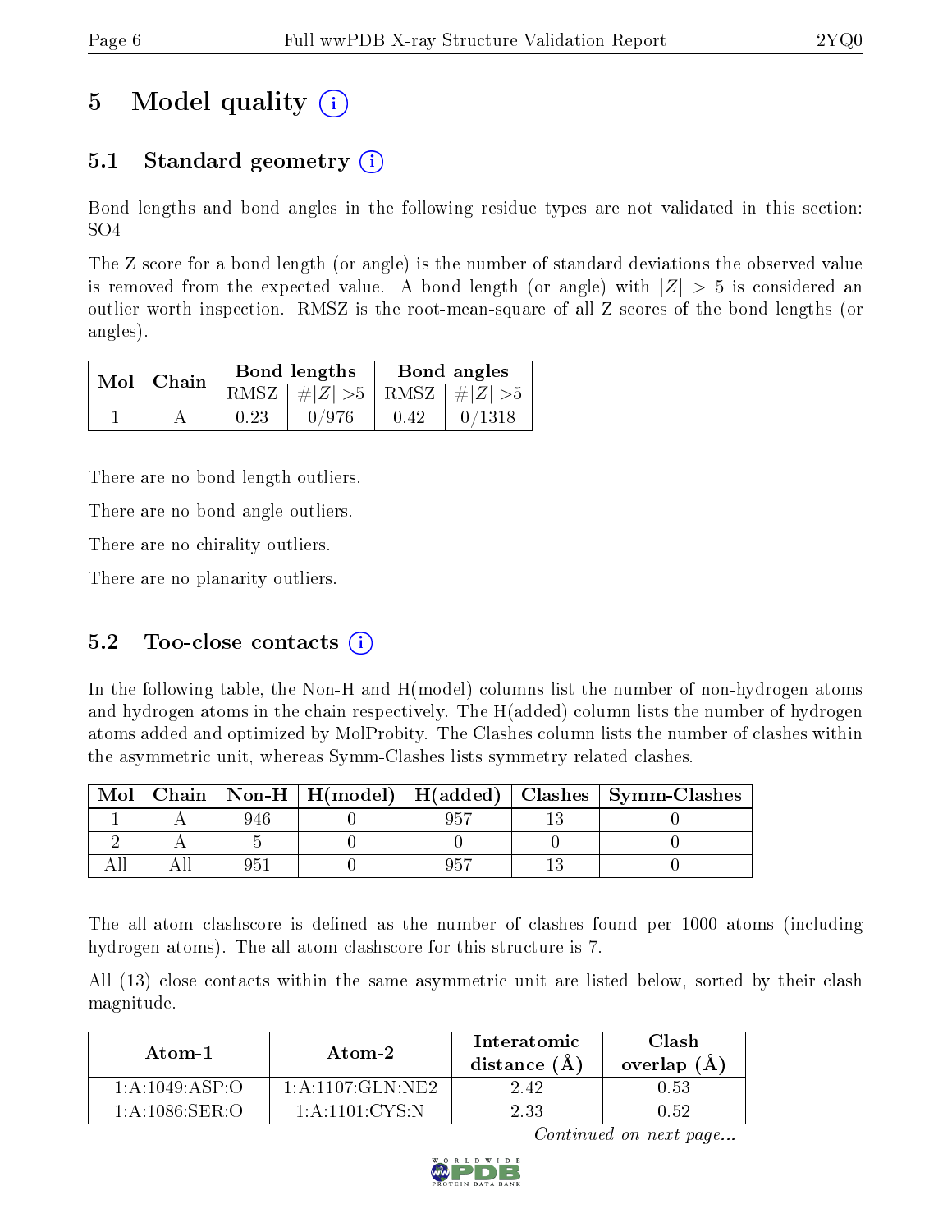# 5 Model quality (i)

## 5.1 Standard geometry (i)

Bond lengths and bond angles in the following residue types are not validated in this section: SO4

The Z score for a bond length (or angle) is the number of standard deviations the observed value is removed from the expected value. A bond length (or angle) with $|Z| > 5$ is considered an outlier worth inspection. RMSZ is the root-mean-square of all Z scores of the bond lengths (or angles).

| Mol | Chain | Bond lengths | | Bond angles | |
|---|---|---|---|---|---|
| | | RMSZ | $\#|Z| > 5$ | RMSZ | $\#|Z| > 5$ |
| 1 | A | 0.23 | 0/976 | 0.42 | 0/1318 |

There are no bond length outliers.

There are no bond angle outliers.

There are no chirality outliers.

There are no planarity outliers.

## 5.2 Too-close contacts (i)

In the following table, the Non-H and H(model) columns list the number of non-hydrogen atoms and hydrogen atoms in the chain respectively. The H(added) column lists the number of hydrogen atoms added and optimized by MolProbity. The Clashes column lists the number of clashes within the asymmetric unit, whereas Symm-Clashes lists symmetry related clashes.

| Mol | Chain | Non-H | H(model) | H(added) | Clashes | Symm-Clashes |
|---|---|---|---|---|---|---|
| 1 | A | 946 | 0 | 957 | 13 | 0 |
| 2 | A | 5 | 0 | 0 | 0 | 0 |
| All | All | 951 | 0 | 957 | 13 | 0 |

The all-atom clashscore is defined as the number of clashes found per 1000 atoms (including hydrogen atoms). The all-atom clashscore for this structure is 7.

All (13) close contacts within the same asymmetric unit are listed below, sorted by their clash magnitude.

| Atom-1 | Atom-2 | Interatomic distance (Å) | Clash overlap (Å) |
|---|---|---|---|
| 1:A:1049:ASP:O | 1:A:1107:GLN:NE2 | 2.42 | 0.53 |
| 1:A:1086:SER:O | 1:A:1101:CYS:N | 2.33 | 0.52 |

*Continued on next page...*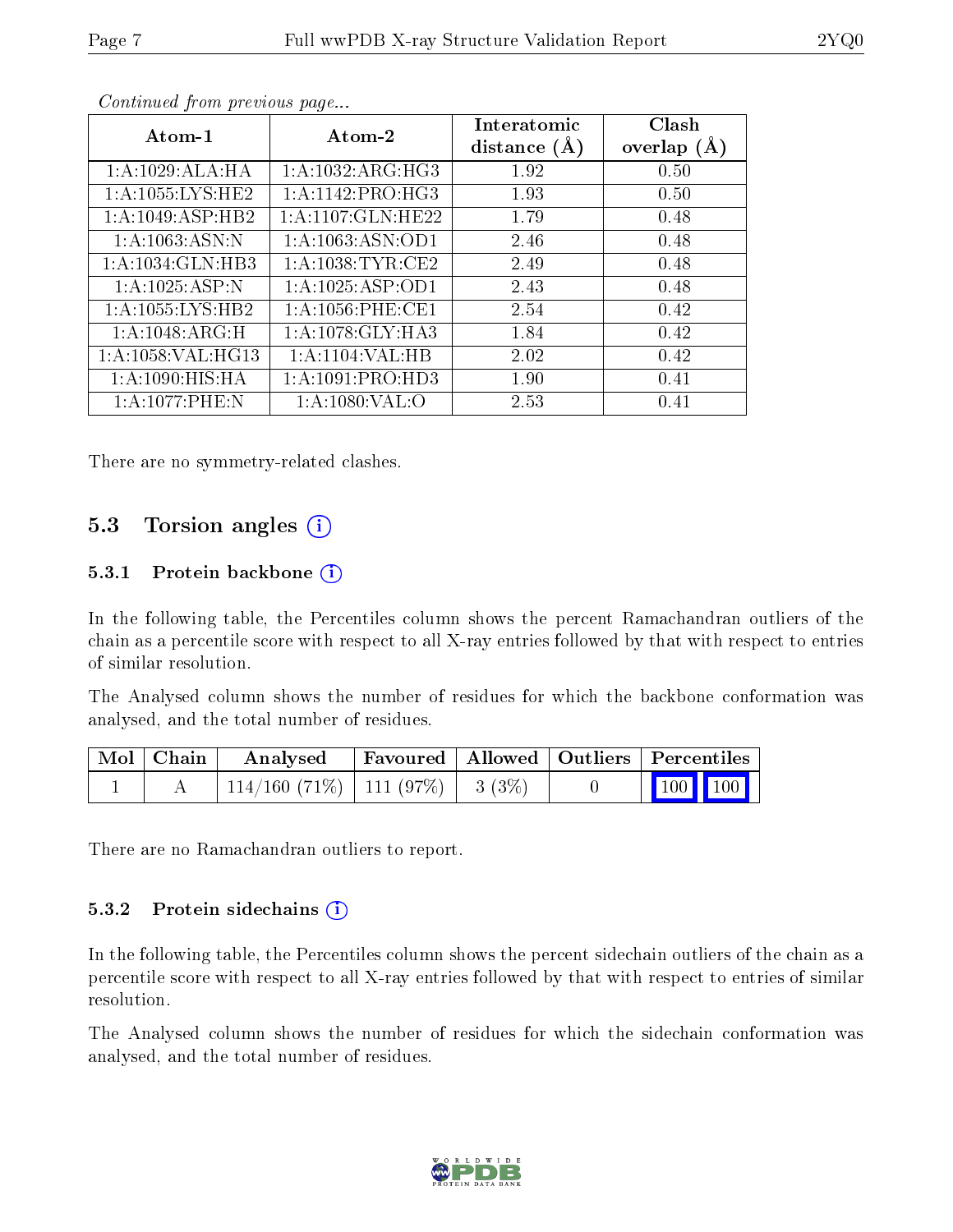*Continued from previous page...*

| Atom-1 | Atom-2 | Interatomic distance (Å) | Clash overlap (Å) |
|---|---|---|---|
| 1:A:1029:ALA:HA | 1:A:1032:ARG:HG3 | 1.92 | 0.50 |
| 1:A:1055:LYS:HE2 | 1:A:1142:PRO:HG3 | 1.93 | 0.50 |
| 1:A:1049:ASP:HB2 | 1:A:1107:GLN:HE22 | 1.79 | 0.48 |
| 1:A:1063:ASN:N | 1:A:1063:ASN:OD1 | 2.46 | 0.48 |
| 1:A:1034:GLN:HB3 | 1:A:1038:TYR:CE2 | 2.49 | 0.48 |
| 1:A:1025:ASP:N | 1:A:1025:ASP:OD1 | 2.43 | 0.48 |
| 1:A:1055:LYS:HB2 | 1:A:1056:PHE:CE1 | 2.54 | 0.42 |
| 1:A:1048:ARG:H | 1:A:1078:GLY:HA3 | 1.84 | 0.42 |
| 1:A:1058:VAL:HG13 | 1:A:1104:VAL:HB | 2.02 | 0.42 |
| 1:A:1090:HIS:HA | 1:A:1091:PRO:HD3 | 1.90 | 0.41 |
| 1:A:1077:PHE:N | 1:A:1080:VAL:O | 2.53 | 0.41 |

There are no symmetry-related clashes.

## 5.3 Torsion angles

### 5.3.1 Protein backbone

In the following table, the Percentiles column shows the percent Ramachandran outliers of the chain as a percentile score with respect to all X-ray entries followed by that with respect to entries of similar resolution.

The Analysed column shows the number of residues for which the backbone conformation was analysed, and the total number of residues.

| Mol | Chain | Analysed | Favoured | Allowed | Outliers | Percentiles | |
|---|---|---|---|---|---|---|---|
| 1 | A | 114/160 (71%) | 111 (97%) | 3 (3%) | 0 | 100 | 100 |

There are no Ramachandran outliers to report.

### 5.3.2 Protein sidechains

In the following table, the Percentiles column shows the percent sidechain outliers of the chain as a percentile score with respect to all X-ray entries followed by that with respect to entries of similar resolution.

The Analysed column shows the number of residues for which the sidechain conformation was analysed, and the total number of residues.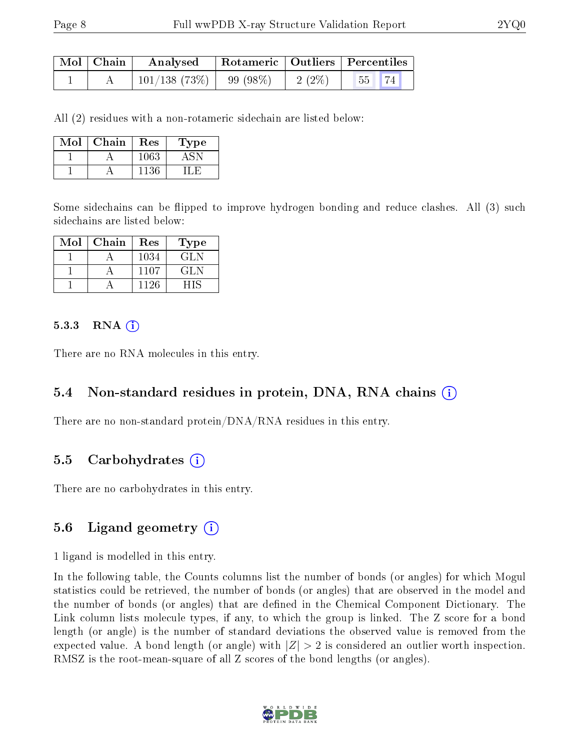| Mol | Chain | Analysed | Rotameric | Outliers | Percentiles | |
|---|---|---|---|---|---|---|
| 1 | A | 101/138 (73%) | 99 (98%) | 2 (2%) | 55 | 74 |

All (2) residues with a non-rotameric sidechain are listed below:

| Mol | Chain | Res | Type |
|---|---|---|---|
| 1 | A | 1063 | ASN |
| 1 | A | 1136 | ILE |

Some sidechains can be flipped to improve hydrogen bonding and reduce clashes. All (3) such sidechains are listed below:

| Mol | Chain | Res | Type |
|---|---|---|---|
| 1 | A | 1034 | GLN |
| 1 | A | 1107 | GLN |
| 1 | A | 1126 | HIS |

#### 5.3.3 RNA

There are no RNA molecules in this entry.

### 5.4 Non-standard residues in protein, DNA, RNA chains

There are no non-standard protein/DNA/RNA residues in this entry.

### 5.5 Carbohydrates

There are no carbohydrates in this entry.

### 5.6 Ligand geometry

1 ligand is modelled in this entry.

In the following table, the Counts columns list the number of bonds (or angles) for which Mogul statistics could be retrieved, the number of bonds (or angles) that are observed in the model and the number of bonds (or angles) that are defined in the Chemical Component Dictionary. The Link column lists molecule types, if any, to which the group is linked. The Z score for a bond length (or angle) is the number of standard deviations the observed value is removed from the expected value. A bond length (or angle) with $|Z| > 2$ is considered an outlier worth inspection. RMSZ is the root-mean-square of all Z scores of the bond lengths (or angles).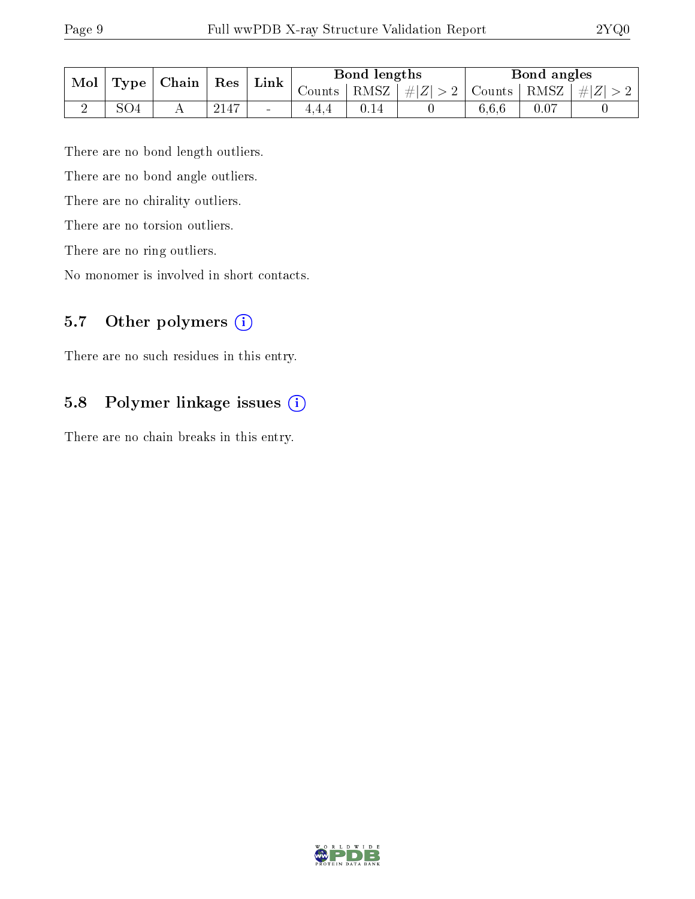| Mol | Type | Chain | Res | Link | Bond lengths | | | Bond angles | | |
|---|---|---|---|---|---|---|---|---|---|---|
| | | | | | Counts | RMSZ | #\|Z\| > 2 | Counts | RMSZ | #\|Z\| > 2 |
| 2 | SO4 | A | 2147 | - | 4,4,4 | 0.14 | 0 | 6,6,6 | 0.07 | 0 |

There are no bond length outliers.

There are no bond angle outliers.

There are no chirality outliers.

There are no torsion outliers.

There are no ring outliers.

No monomer is involved in short contacts.

### 5.7 Other polymers (i)

There are no such residues in this entry.

### 5.8 Polymer linkage issues (i)

There are no chain breaks in this entry.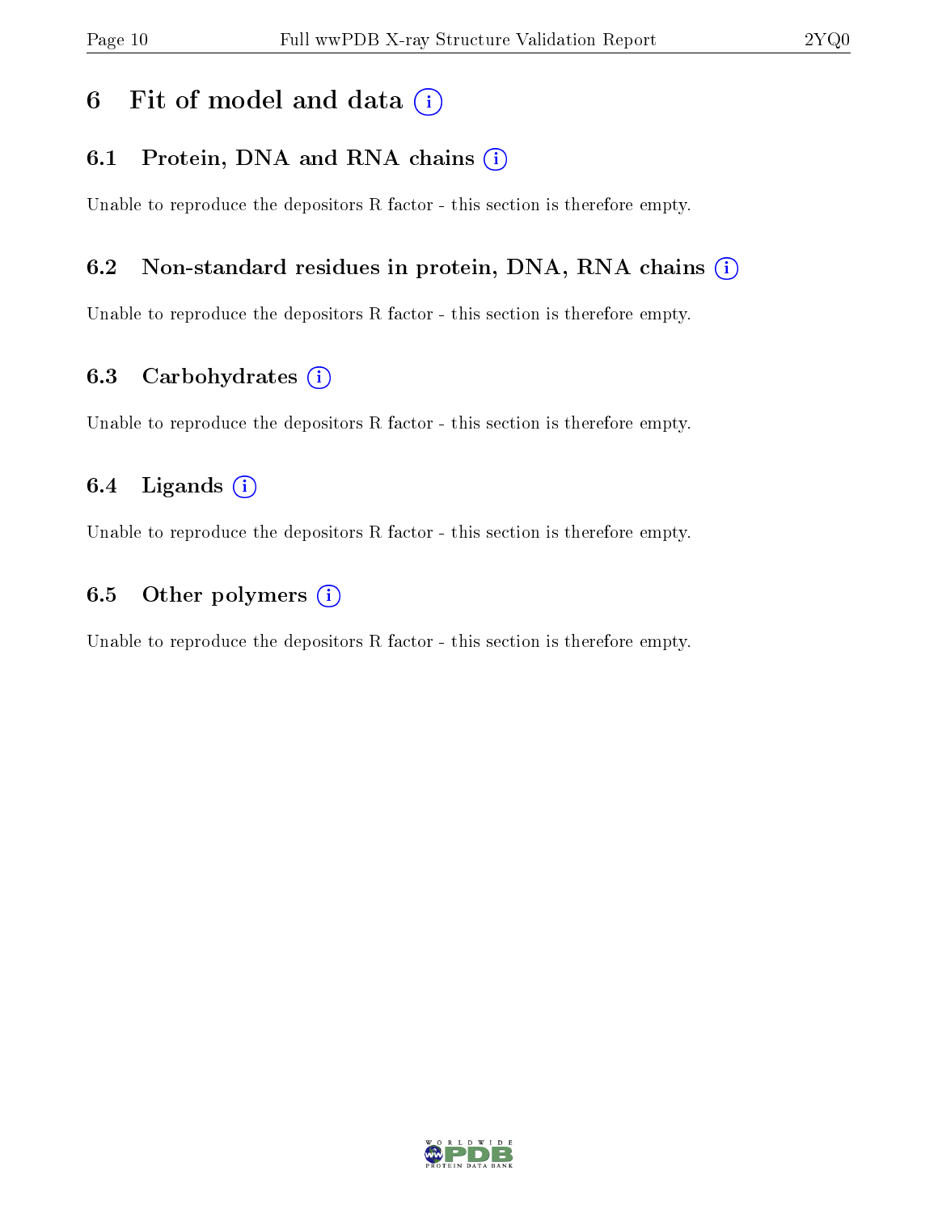# 6 Fit of model and data

## 6.1 Protein, DNA and RNA chains

Unable to reproduce the depositors R factor - this section is therefore empty.

## 6.2 Non-standard residues in protein, DNA, RNA chains

Unable to reproduce the depositors R factor - this section is therefore empty.

## 6.3 Carbohydrates

Unable to reproduce the depositors R factor - this section is therefore empty.

## 6.4 Ligands

Unable to reproduce the depositors R factor - this section is therefore empty.

## 6.5 Other polymers

Unable to reproduce the depositors R factor - this section is therefore empty.